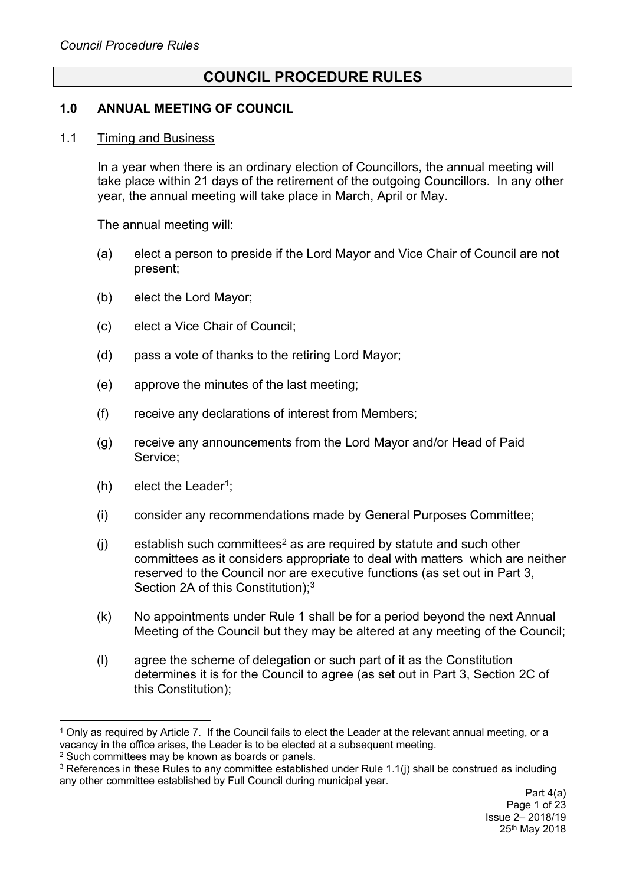# COUNCIL PROCEDURE RULES

## 1.0 ANNUAL MEETING OF COUNCIL

### 1.1 Timing and Business

In a year when there is an ordinary election of Councillors, the annual meeting will take place within 21 days of the retirement of the outgoing Councillors. In any other year, the annual meeting will take place in March, April or May.

The annual meeting will:

(a) elect a person to preside if the Lord Mayor and Vice Chair of Council are not present;

(b) elect the Lord Mayor;

(c) elect a Vice Chair of Council;

(d) pass a vote of thanks to the retiring Lord Mayor;

(e) approve the minutes of the last meeting;

(f) receive any declarations of interest from Members;

(g) receive any announcements from the Lord Mayor and/or Head of Paid Service;

(h) elect the Leader[1];

(i) consider any recommendations made by General Purposes Committee;

(j) establish such committees[2] as are required by statute and such other committees as it considers appropriate to deal with matters which are neither reserved to the Council nor are executive functions (as set out in Part 3, Section 2A of this Constitution);[3]

(k) No appointments under Rule 1 shall be for a period beyond the next Annual Meeting of the Council but they may be altered at any meeting of the Council;

(l) agree the scheme of delegation or such part of it as the Constitution determines it is for the Council to agree (as set out in Part 3, Section 2C of this Constitution);

---

[1] Only as required by Article 7. If the Council fails to elect the Leader at the relevant annual meeting, or a vacancy in the office arises, the Leader is to be elected at a subsequent meeting.

[2] Such committees may be known as boards or panels.

[3] References in these Rules to any committee established under Rule 1.1(j) shall be construed as including any other committee established by Full Council during municipal year.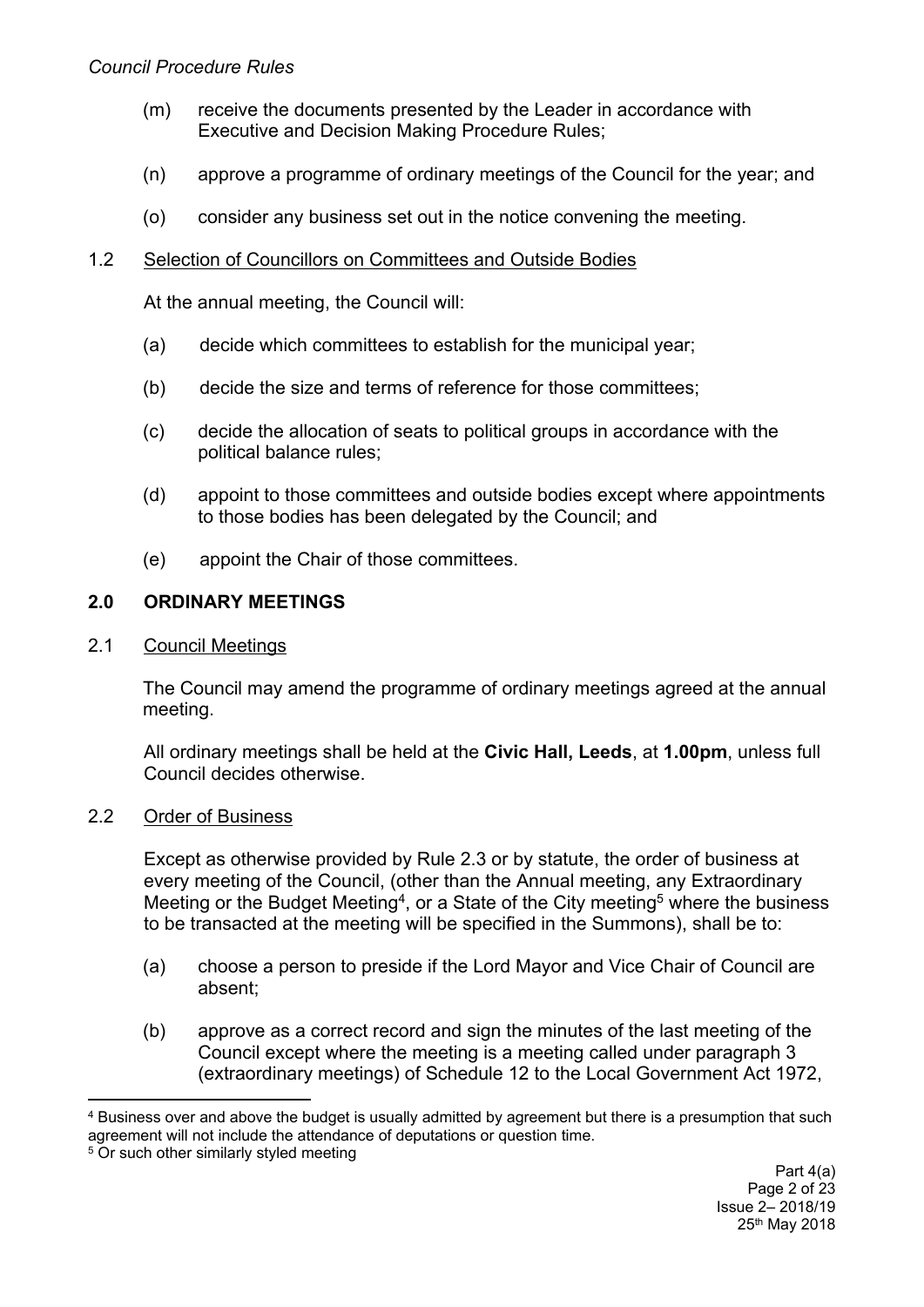(m) receive the documents presented by the Leader in accordance with Executive and Decision Making Procedure Rules;

(n) approve a programme of ordinary meetings of the Council for the year; and

(o) consider any business set out in the notice convening the meeting.

1.2 Selection of Councillors on Committees and Outside Bodies

At the annual meeting, the Council will:

(a) decide which committees to establish for the municipal year;

(b) decide the size and terms of reference for those committees;

(c) decide the allocation of seats to political groups in accordance with the political balance rules;

(d) appoint to those committees and outside bodies except where appointments to those bodies has been delegated by the Council; and

(e) appoint the Chair of those committees.

## 2.0 ORDINARY MEETINGS

2.1 Council Meetings

The Council may amend the programme of ordinary meetings agreed at the annual meeting.

All ordinary meetings shall be held at the **Civic Hall, Leeds**, at **1.00pm**, unless full Council decides otherwise.

2.2 Order of Business

Except as otherwise provided by Rule 2.3 or by statute, the order of business at every meeting of the Council, (other than the Annual meeting, any Extraordinary Meeting or the Budget Meeting[4], or a State of the City meeting[5] where the business to be transacted at the meeting will be specified in the Summons), shall be to:

(a) choose a person to preside if the Lord Mayor and Vice Chair of Council are absent;

(b) approve as a correct record and sign the minutes of the last meeting of the Council except where the meeting is a meeting called under paragraph 3 (extraordinary meetings) of Schedule 12 to the Local Government Act 1972,

---

[4] Business over and above the budget is usually admitted by agreement but there is a presumption that such agreement will not include the attendance of deputations or question time.

[5] Or such other similarly styled meeting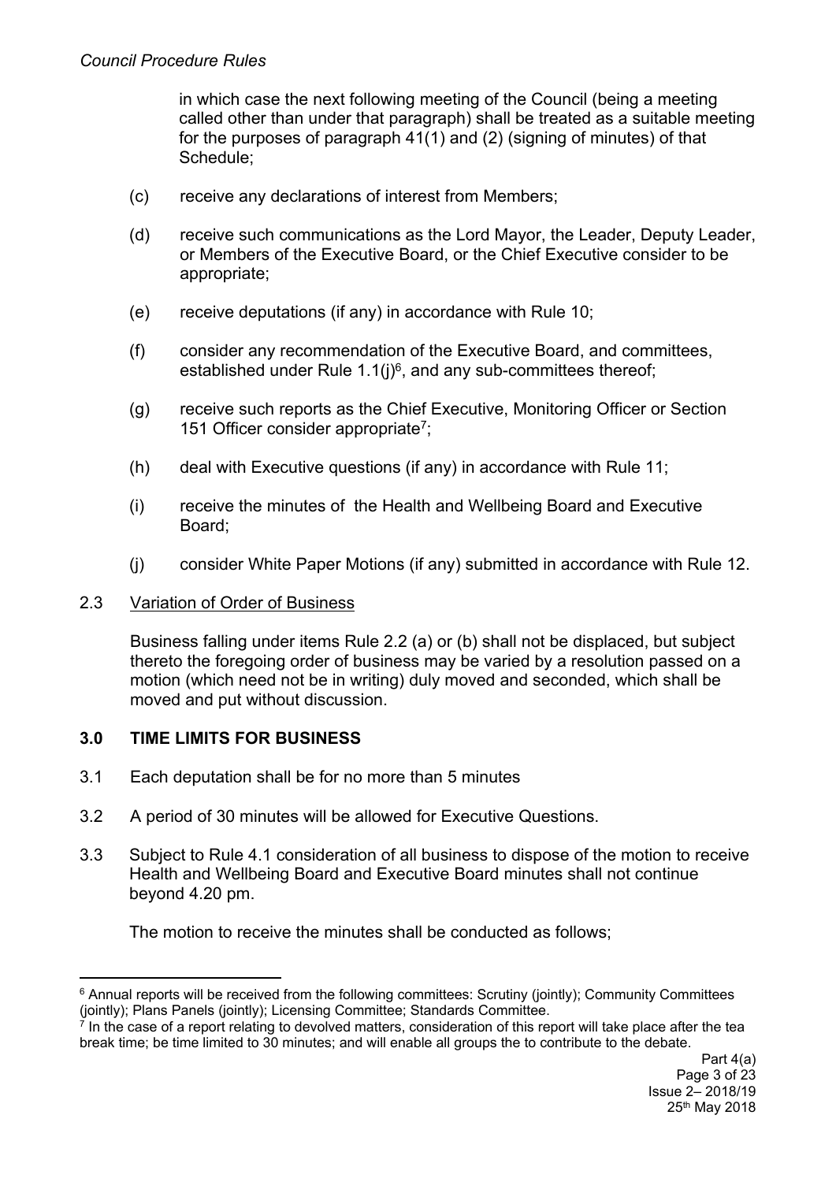in which case the next following meeting of the Council (being a meeting called other than under that paragraph) shall be treated as a suitable meeting for the purposes of paragraph 41(1) and (2) (signing of minutes) of that Schedule;

(c) receive any declarations of interest from Members;

(d) receive such communications as the Lord Mayor, the Leader, Deputy Leader, or Members of the Executive Board, or the Chief Executive consider to be appropriate;

(e) receive deputations (if any) in accordance with Rule 10;

(f) consider any recommendation of the Executive Board, and committees, established under Rule 1.1(j)[6], and any sub-committees thereof;

(g) receive such reports as the Chief Executive, Monitoring Officer or Section 151 Officer consider appropriate[7];

(h) deal with Executive questions (if any) in accordance with Rule 11;

(i) receive the minutes of the Health and Wellbeing Board and Executive Board;

(j) consider White Paper Motions (if any) submitted in accordance with Rule 12.

2.3 Variation of Order of Business

Business falling under items Rule 2.2 (a) or (b) shall not be displaced, but subject thereto the foregoing order of business may be varied by a resolution passed on a motion (which need not be in writing) duly moved and seconded, which shall be moved and put without discussion.

## 3.0 TIME LIMITS FOR BUSINESS

3.1 Each deputation shall be for no more than 5 minutes

3.2 A period of 30 minutes will be allowed for Executive Questions.

3.3 Subject to Rule 4.1 consideration of all business to dispose of the motion to receive Health and Wellbeing Board and Executive Board minutes shall not continue beyond 4.20 pm.

The motion to receive the minutes shall be conducted as follows;

---

[6] Annual reports will be received from the following committees: Scrutiny (jointly); Community Committees (jointly); Plans Panels (jointly); Licensing Committee; Standards Committee.

[7] In the case of a report relating to devolved matters, consideration of this report will take place after the tea break time; be time limited to 30 minutes; and will enable all groups the to contribute to the debate.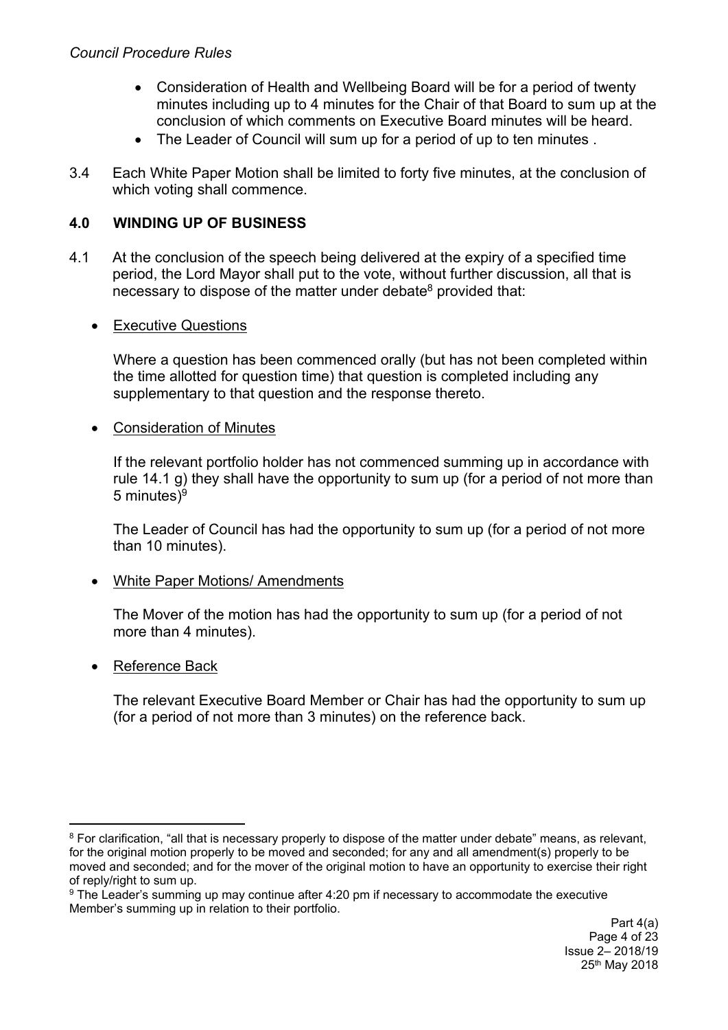- Consideration of Health and Wellbeing Board will be for a period of twenty minutes including up to 4 minutes for the Chair of that Board to sum up at the conclusion of which comments on Executive Board minutes will be heard.
- The Leader of Council will sum up for a period of up to ten minutes .

3.4 Each White Paper Motion shall be limited to forty five minutes, at the conclusion of which voting shall commence.

## 4.0 WINDING UP OF BUSINESS

4.1 At the conclusion of the speech being delivered at the expiry of a specified time period, the Lord Mayor shall put to the vote, without further discussion, all that is necessary to dispose of the matter under debate[8] provided that:

- Executive Questions

  Where a question has been commenced orally (but has not been completed within the time allotted for question time) that question is completed including any supplementary to that question and the response thereto.

- Consideration of Minutes

  If the relevant portfolio holder has not commenced summing up in accordance with rule 14.1 g) they shall have the opportunity to sum up (for a period of not more than 5 minutes)[9]

  The Leader of Council has had the opportunity to sum up (for a period of not more than 10 minutes).

- White Paper Motions/ Amendments

  The Mover of the motion has had the opportunity to sum up (for a period of not more than 4 minutes).

- Reference Back

  The relevant Executive Board Member or Chair has had the opportunity to sum up (for a period of not more than 3 minutes) on the reference back.

---

[8] For clarification, "all that is necessary properly to dispose of the matter under debate" means, as relevant, for the original motion properly to be moved and seconded; for any and all amendment(s) properly to be moved and seconded; and for the mover of the original motion to have an opportunity to exercise their right of reply/right to sum up.

[9] The Leader's summing up may continue after 4:20 pm if necessary to accommodate the executive Member's summing up in relation to their portfolio.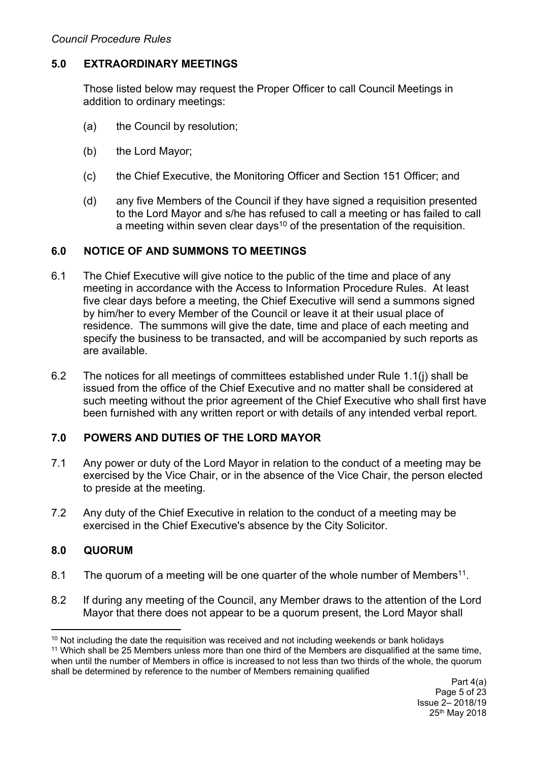## 5.0 EXTRAORDINARY MEETINGS

Those listed below may request the Proper Officer to call Council Meetings in addition to ordinary meetings:

(a) the Council by resolution;

(b) the Lord Mayor;

(c) the Chief Executive, the Monitoring Officer and Section 151 Officer; and

(d) any five Members of the Council if they have signed a requisition presented to the Lord Mayor and s/he has refused to call a meeting or has failed to call a meeting within seven clear days[10] of the presentation of the requisition.

## 6.0 NOTICE OF AND SUMMONS TO MEETINGS

6.1 The Chief Executive will give notice to the public of the time and place of any meeting in accordance with the Access to Information Procedure Rules. At least five clear days before a meeting, the Chief Executive will send a summons signed by him/her to every Member of the Council or leave it at their usual place of residence. The summons will give the date, time and place of each meeting and specify the business to be transacted, and will be accompanied by such reports as are available.

6.2 The notices for all meetings of committees established under Rule 1.1(j) shall be issued from the office of the Chief Executive and no matter shall be considered at such meeting without the prior agreement of the Chief Executive who shall first have been furnished with any written report or with details of any intended verbal report.

## 7.0 POWERS AND DUTIES OF THE LORD MAYOR

7.1 Any power or duty of the Lord Mayor in relation to the conduct of a meeting may be exercised by the Vice Chair, or in the absence of the Vice Chair, the person elected to preside at the meeting.

7.2 Any duty of the Chief Executive in relation to the conduct of a meeting may be exercised in the Chief Executive's absence by the City Solicitor.

## 8.0 QUORUM

8.1 The quorum of a meeting will be one quarter of the whole number of Members[11].

8.2 If during any meeting of the Council, any Member draws to the attention of the Lord Mayor that there does not appear to be a quorum present, the Lord Mayor shall

---

[10] Not including the date the requisition was received and not including weekends or bank holidays

[11] Which shall be 25 Members unless more than one third of the Members are disqualified at the same time, when until the number of Members in office is increased to not less than two thirds of the whole, the quorum shall be determined by reference to the number of Members remaining qualified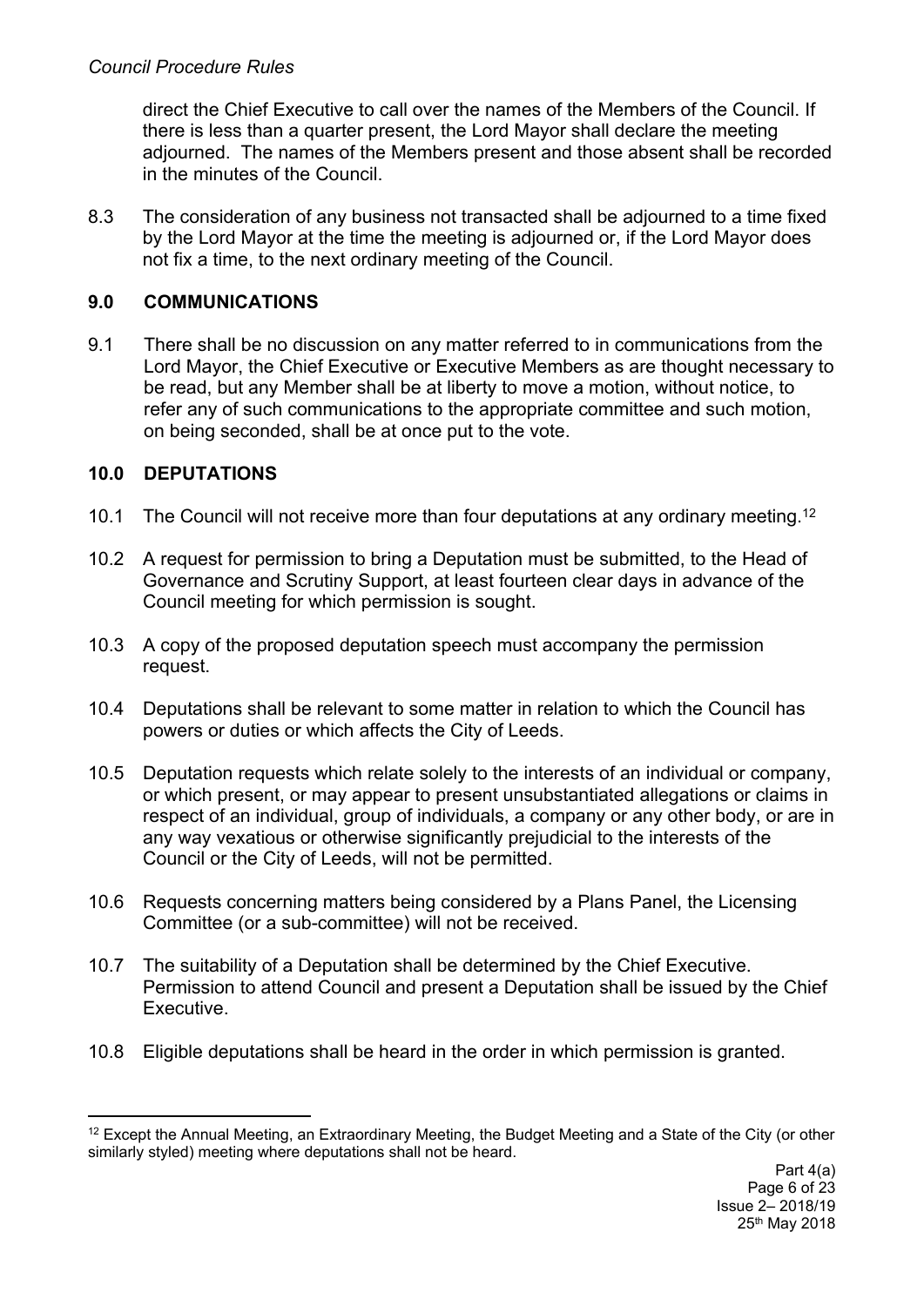direct the Chief Executive to call over the names of the Members of the Council. If there is less than a quarter present, the Lord Mayor shall declare the meeting adjourned. The names of the Members present and those absent shall be recorded in the minutes of the Council.

8.3 The consideration of any business not transacted shall be adjourned to a time fixed by the Lord Mayor at the time the meeting is adjourned or, if the Lord Mayor does not fix a time, to the next ordinary meeting of the Council.

## 9.0 COMMUNICATIONS

9.1 There shall be no discussion on any matter referred to in communications from the Lord Mayor, the Chief Executive or Executive Members as are thought necessary to be read, but any Member shall be at liberty to move a motion, without notice, to refer any of such communications to the appropriate committee and such motion, on being seconded, shall be at once put to the vote.

## 10.0 DEPUTATIONS

10.1 The Council will not receive more than four deputations at any ordinary meeting.[12]

10.2 A request for permission to bring a Deputation must be submitted, to the Head of Governance and Scrutiny Support, at least fourteen clear days in advance of the Council meeting for which permission is sought.

10.3 A copy of the proposed deputation speech must accompany the permission request.

10.4 Deputations shall be relevant to some matter in relation to which the Council has powers or duties or which affects the City of Leeds.

10.5 Deputation requests which relate solely to the interests of an individual or company, or which present, or may appear to present unsubstantiated allegations or claims in respect of an individual, group of individuals, a company or any other body, or are in any way vexatious or otherwise significantly prejudicial to the interests of the Council or the City of Leeds, will not be permitted.

10.6 Requests concerning matters being considered by a Plans Panel, the Licensing Committee (or a sub-committee) will not be received.

10.7 The suitability of a Deputation shall be determined by the Chief Executive. Permission to attend Council and present a Deputation shall be issued by the Chief Executive.

10.8 Eligible deputations shall be heard in the order in which permission is granted.

[12] Except the Annual Meeting, an Extraordinary Meeting, the Budget Meeting and a State of the City (or other similarly styled) meeting where deputations shall not be heard.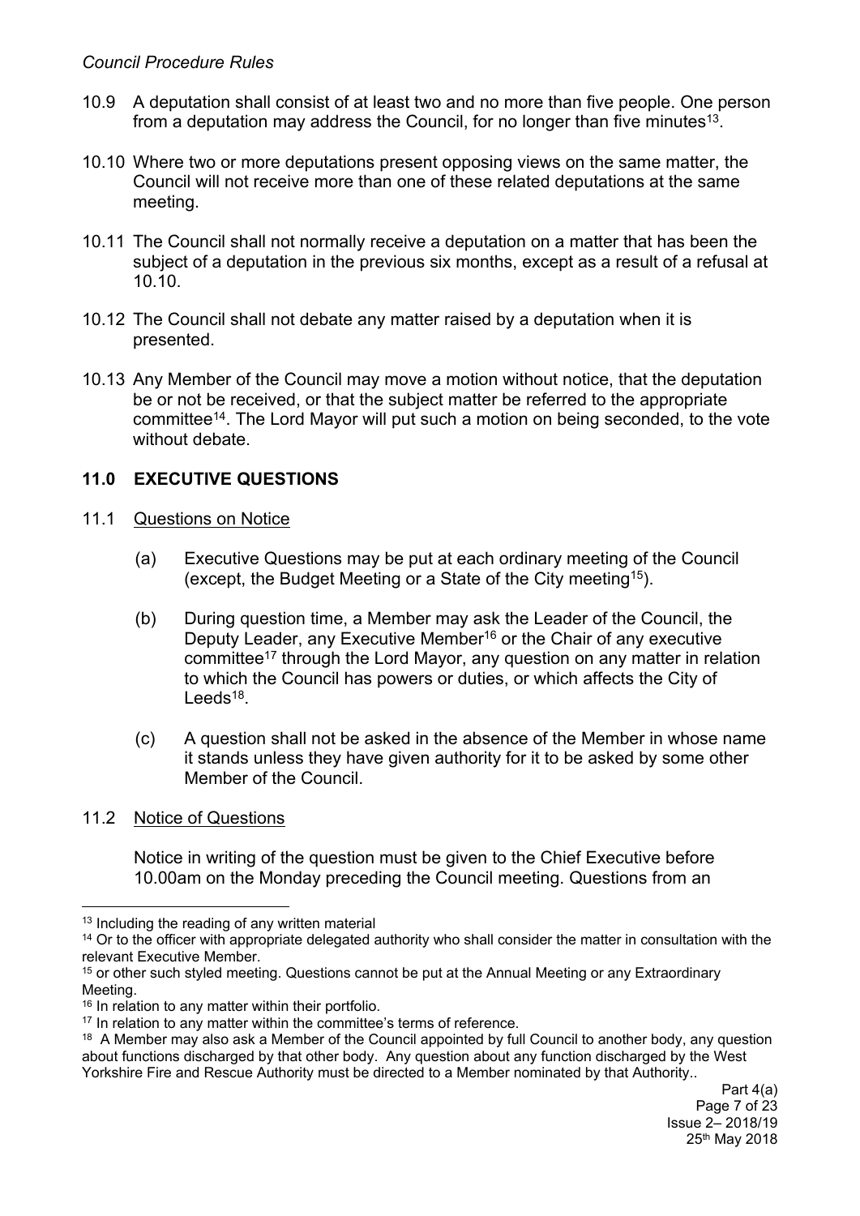10.9 A deputation shall consist of at least two and no more than five people. One person from a deputation may address the Council, for no longer than five minutes[13].

10.10 Where two or more deputations present opposing views on the same matter, the Council will not receive more than one of these related deputations at the same meeting.

10.11 The Council shall not normally receive a deputation on a matter that has been the subject of a deputation in the previous six months, except as a result of a refusal at 10.10.

10.12 The Council shall not debate any matter raised by a deputation when it is presented.

10.13 Any Member of the Council may move a motion without notice, that the deputation be or not be received, or that the subject matter be referred to the appropriate committee[14]. The Lord Mayor will put such a motion on being seconded, to the vote without debate.

## 11.0 EXECUTIVE QUESTIONS

11.1 Questions on Notice

(a) Executive Questions may be put at each ordinary meeting of the Council (except, the Budget Meeting or a State of the City meeting[15]).

(b) During question time, a Member may ask the Leader of the Council, the Deputy Leader, any Executive Member[16] or the Chair of any executive committee[17] through the Lord Mayor, any question on any matter in relation to which the Council has powers or duties, or which affects the City of Leeds[18].

(c) A question shall not be asked in the absence of the Member in whose name it stands unless they have given authority for it to be asked by some other Member of the Council.

11.2 Notice of Questions

Notice in writing of the question must be given to the Chief Executive before 10.00am on the Monday preceding the Council meeting. Questions from an

---

[13] Including the reading of any written material

[14] Or to the officer with appropriate delegated authority who shall consider the matter in consultation with the relevant Executive Member.

[15] or other such styled meeting. Questions cannot be put at the Annual Meeting or any Extraordinary Meeting.

[16] In relation to any matter within their portfolio.

[17] In relation to any matter within the committee's terms of reference.

[18] A Member may also ask a Member of the Council appointed by full Council to another body, any question about functions discharged by that other body. Any question about any function discharged by the West Yorkshire Fire and Rescue Authority must be directed to a Member nominated by that Authority..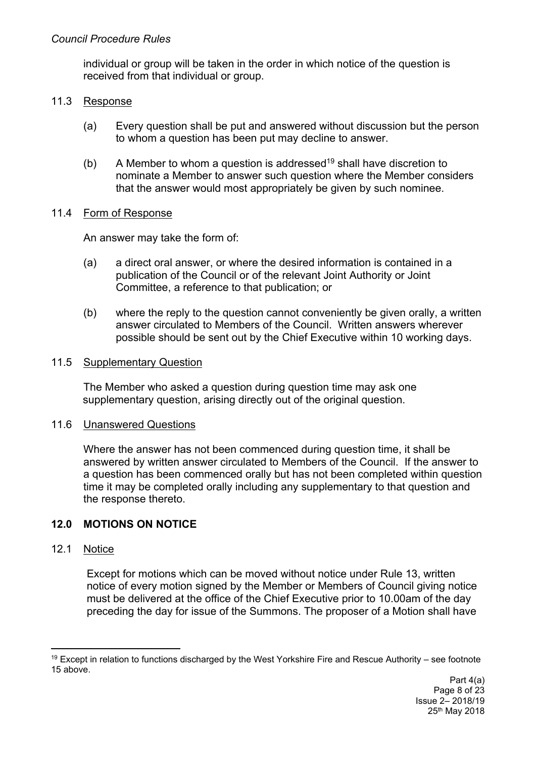individual or group will be taken in the order in which notice of the question is received from that individual or group.

11.3 Response

(a) Every question shall be put and answered without discussion but the person to whom a question has been put may decline to answer.

(b) A Member to whom a question is addressed[19] shall have discretion to nominate a Member to answer such question where the Member considers that the answer would most appropriately be given by such nominee.

11.4 Form of Response

An answer may take the form of:

(a) a direct oral answer, or where the desired information is contained in a publication of the Council or of the relevant Joint Authority or Joint Committee, a reference to that publication; or

(b) where the reply to the question cannot conveniently be given orally, a written answer circulated to Members of the Council. Written answers wherever possible should be sent out by the Chief Executive within 10 working days.

11.5 Supplementary Question

The Member who asked a question during question time may ask one supplementary question, arising directly out of the original question.

11.6 Unanswered Questions

Where the answer has not been commenced during question time, it shall be answered by written answer circulated to Members of the Council. If the answer to a question has been commenced orally but has not been completed within question time it may be completed orally including any supplementary to that question and the response thereto.

## 12.0 MOTIONS ON NOTICE

12.1 Notice

Except for motions which can be moved without notice under Rule 13, written notice of every motion signed by the Member or Members of Council giving notice must be delivered at the office of the Chief Executive prior to 10.00am of the day preceding the day for issue of the Summons. The proposer of a Motion shall have

---

[19] Except in relation to functions discharged by the West Yorkshire Fire and Rescue Authority – see footnote 15 above.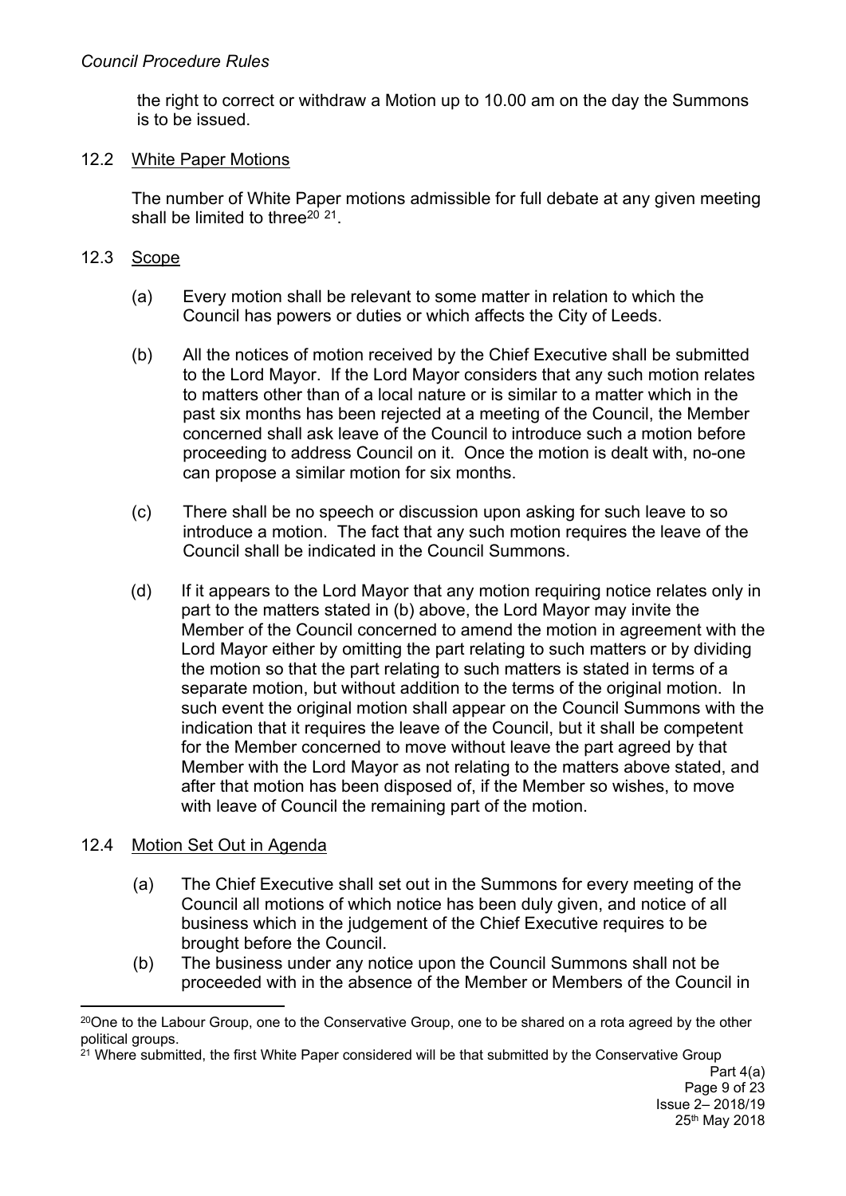the right to correct or withdraw a Motion up to 10.00 am on the day the Summons is to be issued.

## 12.2 White Paper Motions

The number of White Paper motions admissible for full debate at any given meeting shall be limited to three[20] [21].

## 12.3 Scope

(a) Every motion shall be relevant to some matter in relation to which the Council has powers or duties or which affects the City of Leeds.

(b) All the notices of motion received by the Chief Executive shall be submitted to the Lord Mayor. If the Lord Mayor considers that any such motion relates to matters other than of a local nature or is similar to a matter which in the past six months has been rejected at a meeting of the Council, the Member concerned shall ask leave of the Council to introduce such a motion before proceeding to address Council on it. Once the motion is dealt with, no-one can propose a similar motion for six months.

(c) There shall be no speech or discussion upon asking for such leave to so introduce a motion. The fact that any such motion requires the leave of the Council shall be indicated in the Council Summons.

(d) If it appears to the Lord Mayor that any motion requiring notice relates only in part to the matters stated in (b) above, the Lord Mayor may invite the Member of the Council concerned to amend the motion in agreement with the Lord Mayor either by omitting the part relating to such matters or by dividing the motion so that the part relating to such matters is stated in terms of a separate motion, but without addition to the terms of the original motion. In such event the original motion shall appear on the Council Summons with the indication that it requires the leave of the Council, but it shall be competent for the Member concerned to move without leave the part agreed by that Member with the Lord Mayor as not relating to the matters above stated, and after that motion has been disposed of, if the Member so wishes, to move with leave of Council the remaining part of the motion.

## 12.4 Motion Set Out in Agenda

(a) The Chief Executive shall set out in the Summons for every meeting of the Council all motions of which notice has been duly given, and notice of all business which in the judgement of the Chief Executive requires to be brought before the Council.

(b) The business under any notice upon the Council Summons shall not be proceeded with in the absence of the Member or Members of the Council in

---

[20] One to the Labour Group, one to the Conservative Group, one to be shared on a rota agreed by the other political groups.

[21] Where submitted, the first White Paper considered will be that submitted by the Conservative Group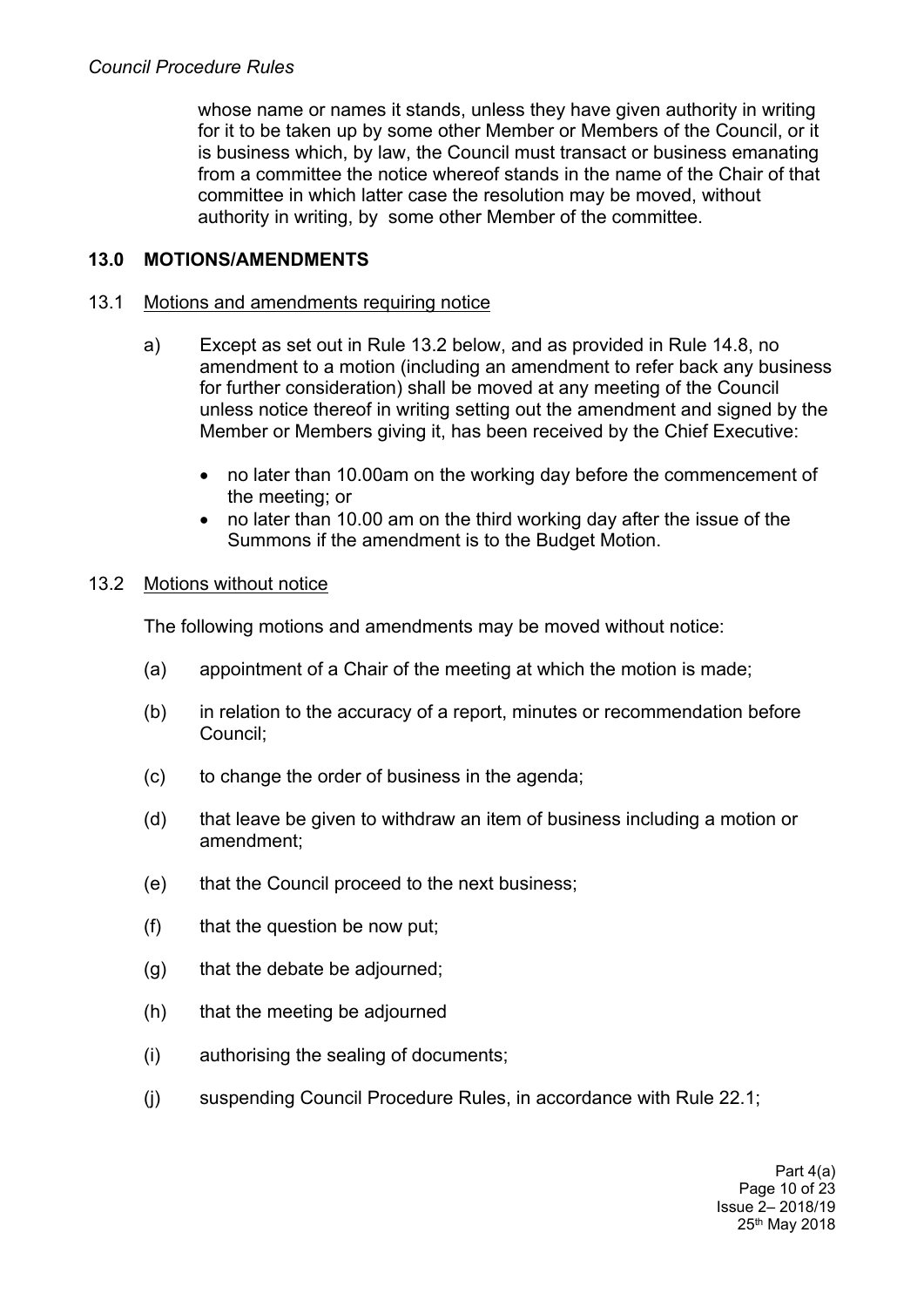whose name or names it stands, unless they have given authority in writing for it to be taken up by some other Member or Members of the Council, or it is business which, by law, the Council must transact or business emanating from a committee the notice whereof stands in the name of the Chair of that committee in which latter case the resolution may be moved, without authority in writing, by some other Member of the committee.

## 13.0 MOTIONS/AMENDMENTS

### 13.1 Motions and amendments requiring notice

a) Except as set out in Rule 13.2 below, and as provided in Rule 14.8, no amendment to a motion (including an amendment to refer back any business for further consideration) shall be moved at any meeting of the Council unless notice thereof in writing setting out the amendment and signed by the Member or Members giving it, has been received by the Chief Executive:

- no later than 10.00am on the working day before the commencement of the meeting; or
- no later than 10.00 am on the third working day after the issue of the Summons if the amendment is to the Budget Motion.

### 13.2 Motions without notice

The following motions and amendments may be moved without notice:

(a) appointment of a Chair of the meeting at which the motion is made;

(b) in relation to the accuracy of a report, minutes or recommendation before Council;

(c) to change the order of business in the agenda;

(d) that leave be given to withdraw an item of business including a motion or amendment;

(e) that the Council proceed to the next business;

(f) that the question be now put;

(g) that the debate be adjourned;

(h) that the meeting be adjourned

(i) authorising the sealing of documents;

(j) suspending Council Procedure Rules, in accordance with Rule 22.1;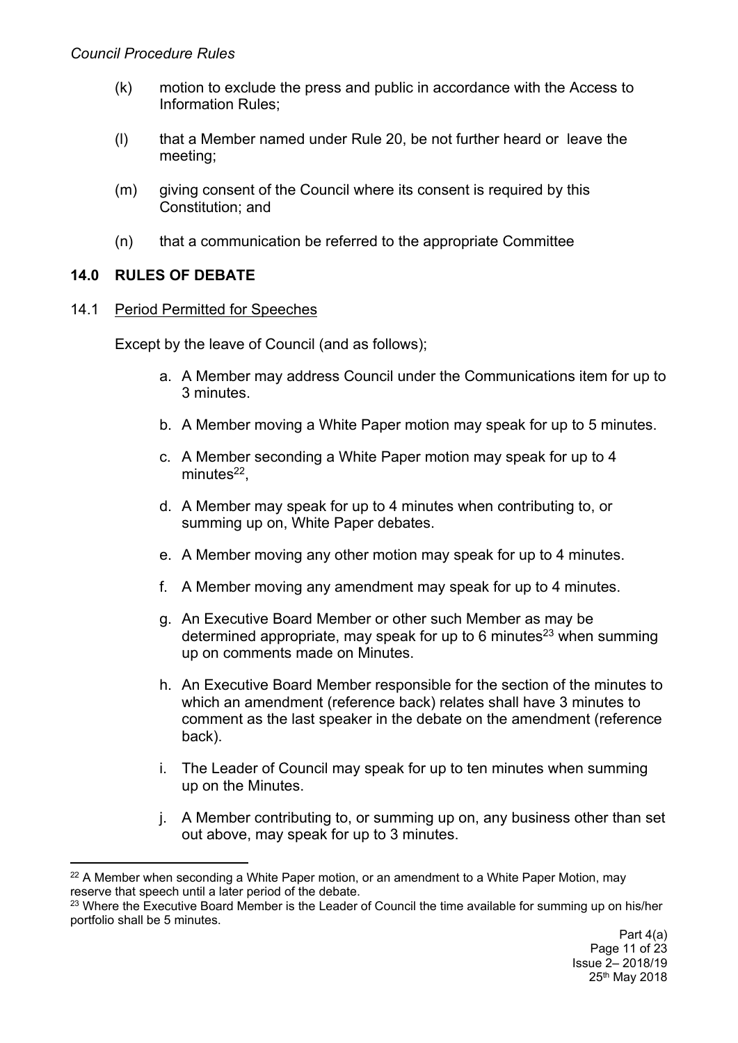(k) motion to exclude the press and public in accordance with the Access to Information Rules;

(l) that a Member named under Rule 20, be not further heard or leave the meeting;

(m) giving consent of the Council where its consent is required by this Constitution; and

(n) that a communication be referred to the appropriate Committee

## 14.0 RULES OF DEBATE

### 14.1 Period Permitted for Speeches

Except by the leave of Council (and as follows);

a. A Member may address Council under the Communications item for up to 3 minutes.

b. A Member moving a White Paper motion may speak for up to 5 minutes.

c. A Member seconding a White Paper motion may speak for up to 4 minutes[22],

d. A Member may speak for up to 4 minutes when contributing to, or summing up on, White Paper debates.

e. A Member moving any other motion may speak for up to 4 minutes.

f. A Member moving any amendment may speak for up to 4 minutes.

g. An Executive Board Member or other such Member as may be determined appropriate, may speak for up to 6 minutes[23] when summing up on comments made on Minutes.

h. An Executive Board Member responsible for the section of the minutes to which an amendment (reference back) relates shall have 3 minutes to comment as the last speaker in the debate on the amendment (reference back).

i. The Leader of Council may speak for up to ten minutes when summing up on the Minutes.

j. A Member contributing to, or summing up on, any business other than set out above, may speak for up to 3 minutes.

---

[22] A Member when seconding a White Paper motion, or an amendment to a White Paper Motion, may reserve that speech until a later period of the debate.

[23] Where the Executive Board Member is the Leader of Council the time available for summing up on his/her portfolio shall be 5 minutes.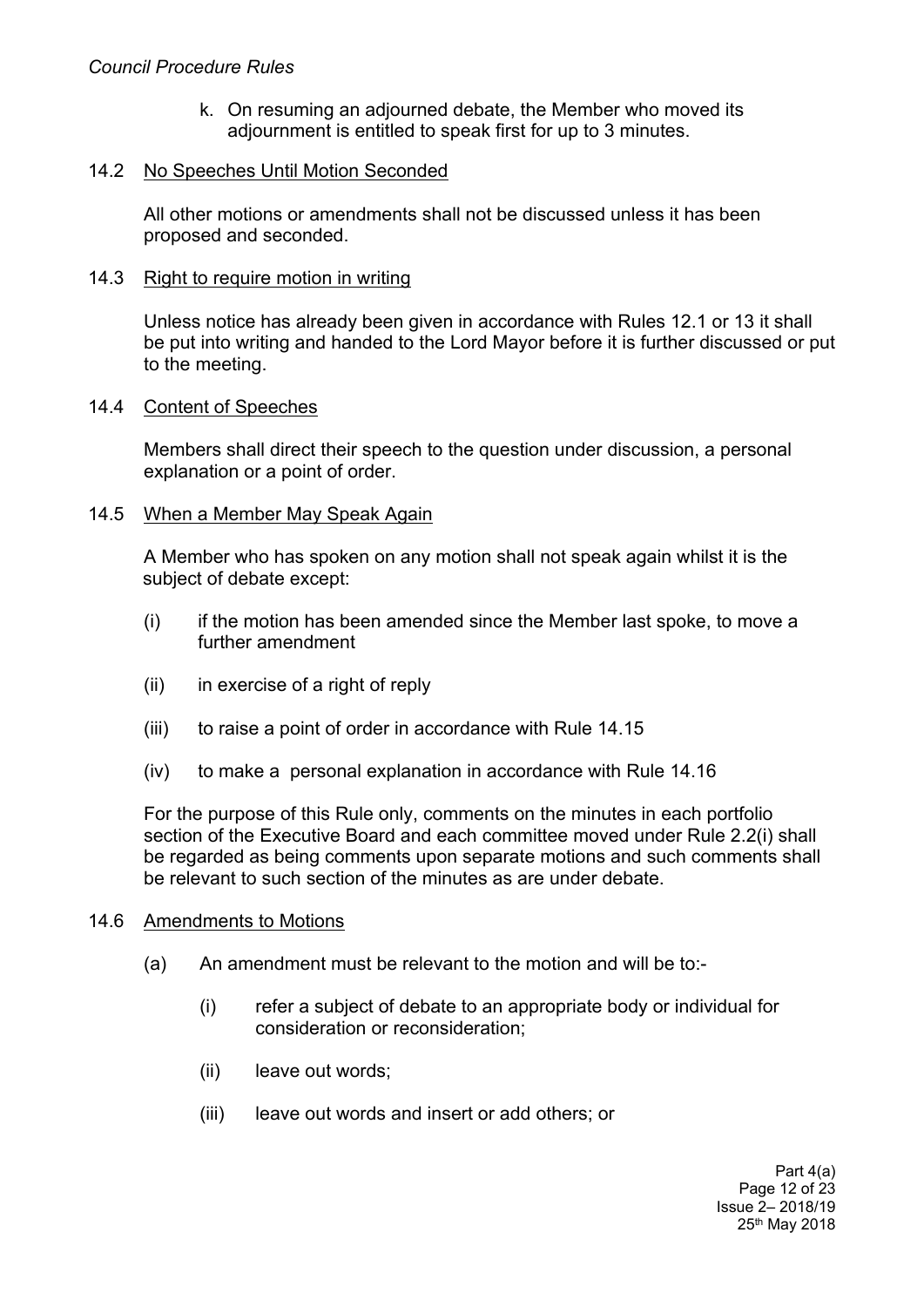k. On resuming an adjourned debate, the Member who moved its adjournment is entitled to speak first for up to 3 minutes.

### 14.2 No Speeches Until Motion Seconded

All other motions or amendments shall not be discussed unless it has been proposed and seconded.

### 14.3 Right to require motion in writing

Unless notice has already been given in accordance with Rules 12.1 or 13 it shall be put into writing and handed to the Lord Mayor before it is further discussed or put to the meeting.

### 14.4 Content of Speeches

Members shall direct their speech to the question under discussion, a personal explanation or a point of order.

### 14.5 When a Member May Speak Again

A Member who has spoken on any motion shall not speak again whilst it is the subject of debate except:

(i) if the motion has been amended since the Member last spoke, to move a further amendment

(ii) in exercise of a right of reply

(iii) to raise a point of order in accordance with Rule 14.15

(iv) to make a personal explanation in accordance with Rule 14.16

For the purpose of this Rule only, comments on the minutes in each portfolio section of the Executive Board and each committee moved under Rule 2.2(i) shall be regarded as being comments upon separate motions and such comments shall be relevant to such section of the minutes as are under debate.

### 14.6 Amendments to Motions

(a) An amendment must be relevant to the motion and will be to:-

(i) refer a subject of debate to an appropriate body or individual for consideration or reconsideration;

(ii) leave out words;

(iii) leave out words and insert or add others; or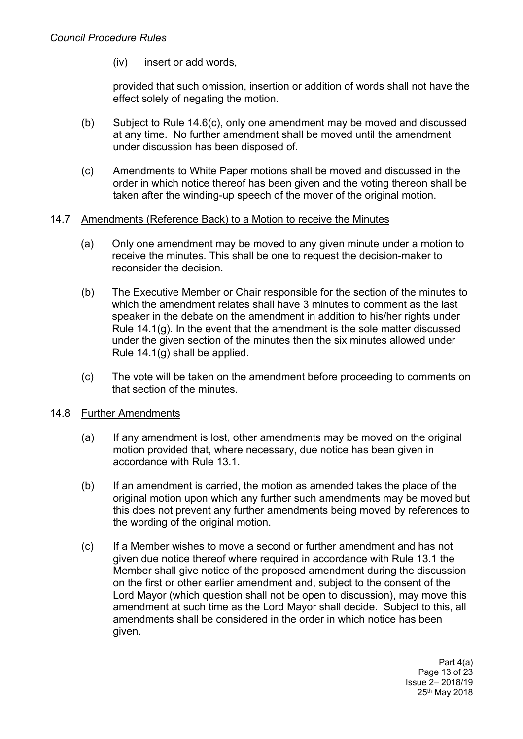(iv) insert or add words,

provided that such omission, insertion or addition of words shall not have the effect solely of negating the motion.

(b) Subject to Rule 14.6(c), only one amendment may be moved and discussed at any time. No further amendment shall be moved until the amendment under discussion has been disposed of.

(c) Amendments to White Paper motions shall be moved and discussed in the order in which notice thereof has been given and the voting thereon shall be taken after the winding-up speech of the mover of the original motion.

14.7 Amendments (Reference Back) to a Motion to receive the Minutes

(a) Only one amendment may be moved to any given minute under a motion to receive the minutes. This shall be one to request the decision-maker to reconsider the decision.

(b) The Executive Member or Chair responsible for the section of the minutes to which the amendment relates shall have 3 minutes to comment as the last speaker in the debate on the amendment in addition to his/her rights under Rule 14.1(g). In the event that the amendment is the sole matter discussed under the given section of the minutes then the six minutes allowed under Rule 14.1(g) shall be applied.

(c) The vote will be taken on the amendment before proceeding to comments on that section of the minutes.

14.8 Further Amendments

(a) If any amendment is lost, other amendments may be moved on the original motion provided that, where necessary, due notice has been given in accordance with Rule 13.1.

(b) If an amendment is carried, the motion as amended takes the place of the original motion upon which any further such amendments may be moved but this does not prevent any further amendments being moved by references to the wording of the original motion.

(c) If a Member wishes to move a second or further amendment and has not given due notice thereof where required in accordance with Rule 13.1 the Member shall give notice of the proposed amendment during the discussion on the first or other earlier amendment and, subject to the consent of the Lord Mayor (which question shall not be open to discussion), may move this amendment at such time as the Lord Mayor shall decide. Subject to this, all amendments shall be considered in the order in which notice has been given.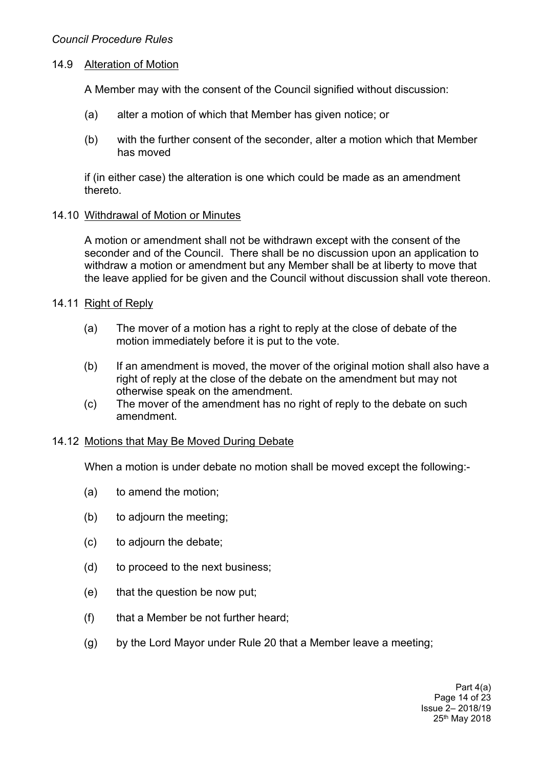### 14.9 Alteration of Motion

A Member may with the consent of the Council signified without discussion:

(a) alter a motion of which that Member has given notice; or

(b) with the further consent of the seconder, alter a motion which that Member has moved

if (in either case) the alteration is one which could be made as an amendment thereto.

### 14.10 Withdrawal of Motion or Minutes

A motion or amendment shall not be withdrawn except with the consent of the seconder and of the Council. There shall be no discussion upon an application to withdraw a motion or amendment but any Member shall be at liberty to move that the leave applied for be given and the Council without discussion shall vote thereon.

### 14.11 Right of Reply

(a) The mover of a motion has a right to reply at the close of debate of the motion immediately before it is put to the vote.

(b) If an amendment is moved, the mover of the original motion shall also have a right of reply at the close of the debate on the amendment but may not otherwise speak on the amendment.

(c) The mover of the amendment has no right of reply to the debate on such amendment.

### 14.12 Motions that May Be Moved During Debate

When a motion is under debate no motion shall be moved except the following:-

(a) to amend the motion;

(b) to adjourn the meeting;

(c) to adjourn the debate;

(d) to proceed to the next business;

(e) that the question be now put;

(f) that a Member be not further heard;

(g) by the Lord Mayor under Rule 20 that a Member leave a meeting;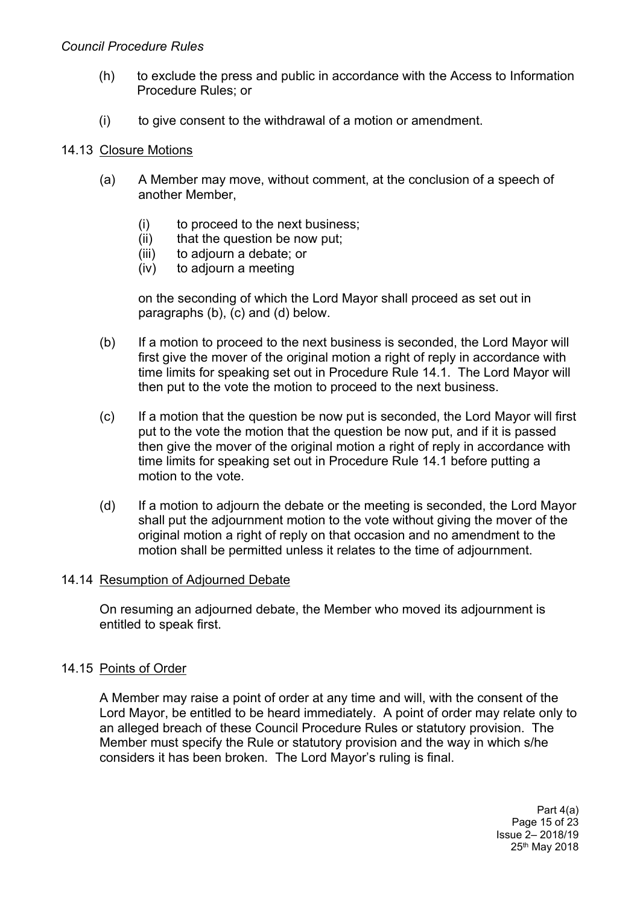(h) to exclude the press and public in accordance with the Access to Information Procedure Rules; or

(i) to give consent to the withdrawal of a motion or amendment.

### 14.13 Closure Motions

(a) A Member may move, without comment, at the conclusion of a speech of another Member,

- (i) to proceed to the next business;
- (ii) that the question be now put;
- (iii) to adjourn a debate; or
- (iv) to adjourn a meeting

on the seconding of which the Lord Mayor shall proceed as set out in paragraphs (b), (c) and (d) below.

(b) If a motion to proceed to the next business is seconded, the Lord Mayor will first give the mover of the original motion a right of reply in accordance with time limits for speaking set out in Procedure Rule 14.1. The Lord Mayor will then put to the vote the motion to proceed to the next business.

(c) If a motion that the question be now put is seconded, the Lord Mayor will first put to the vote the motion that the question be now put, and if it is passed then give the mover of the original motion a right of reply in accordance with time limits for speaking set out in Procedure Rule 14.1 before putting a motion to the vote.

(d) If a motion to adjourn the debate or the meeting is seconded, the Lord Mayor shall put the adjournment motion to the vote without giving the mover of the original motion a right of reply on that occasion and no amendment to the motion shall be permitted unless it relates to the time of adjournment.

### 14.14 Resumption of Adjourned Debate

On resuming an adjourned debate, the Member who moved its adjournment is entitled to speak first.

### 14.15 Points of Order

A Member may raise a point of order at any time and will, with the consent of the Lord Mayor, be entitled to be heard immediately. A point of order may relate only to an alleged breach of these Council Procedure Rules or statutory provision. The Member must specify the Rule or statutory provision and the way in which s/he considers it has been broken. The Lord Mayor's ruling is final.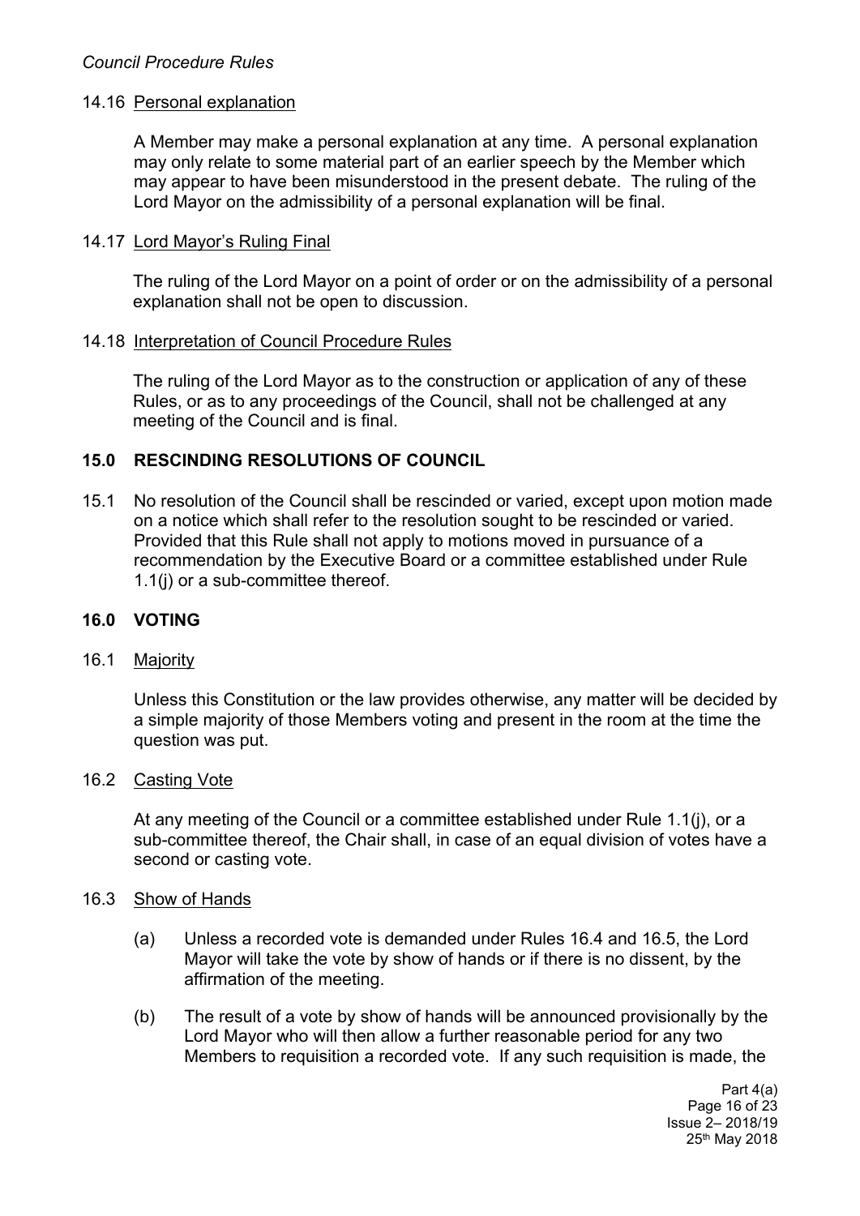### 14.16 Personal explanation

A Member may make a personal explanation at any time. A personal explanation may only relate to some material part of an earlier speech by the Member which may appear to have been misunderstood in the present debate. The ruling of the Lord Mayor on the admissibility of a personal explanation will be final.

### 14.17 Lord Mayor's Ruling Final

The ruling of the Lord Mayor on a point of order or on the admissibility of a personal explanation shall not be open to discussion.

### 14.18 Interpretation of Council Procedure Rules

The ruling of the Lord Mayor as to the construction or application of any of these Rules, or as to any proceedings of the Council, shall not be challenged at any meeting of the Council and is final.

## 15.0 RESCINDING RESOLUTIONS OF COUNCIL

15.1 No resolution of the Council shall be rescinded or varied, except upon motion made on a notice which shall refer to the resolution sought to be rescinded or varied. Provided that this Rule shall not apply to motions moved in pursuance of a recommendation by the Executive Board or a committee established under Rule 1.1(j) or a sub-committee thereof.

## 16.0 VOTING

### 16.1 Majority

Unless this Constitution or the law provides otherwise, any matter will be decided by a simple majority of those Members voting and present in the room at the time the question was put.

### 16.2 Casting Vote

At any meeting of the Council or a committee established under Rule 1.1(j), or a sub-committee thereof, the Chair shall, in case of an equal division of votes have a second or casting vote.

### 16.3 Show of Hands

(a) Unless a recorded vote is demanded under Rules 16.4 and 16.5, the Lord Mayor will take the vote by show of hands or if there is no dissent, by the affirmation of the meeting.

(b) The result of a vote by show of hands will be announced provisionally by the Lord Mayor who will then allow a further reasonable period for any two Members to requisition a recorded vote. If any such requisition is made, the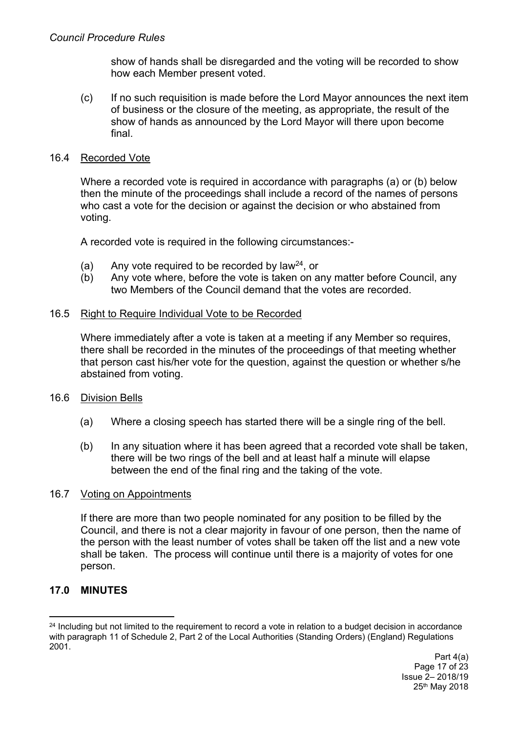show of hands shall be disregarded and the voting will be recorded to show how each Member present voted.

(c) If no such requisition is made before the Lord Mayor announces the next item of business or the closure of the meeting, as appropriate, the result of the show of hands as announced by the Lord Mayor will there upon become final.

### 16.4 Recorded Vote

Where a recorded vote is required in accordance with paragraphs (a) or (b) below then the minute of the proceedings shall include a record of the names of persons who cast a vote for the decision or against the decision or who abstained from voting.

A recorded vote is required in the following circumstances:-

(a) Any vote required to be recorded by law[24], or
(b) Any vote where, before the vote is taken on any matter before Council, any two Members of the Council demand that the votes are recorded.

### 16.5 Right to Require Individual Vote to be Recorded

Where immediately after a vote is taken at a meeting if any Member so requires, there shall be recorded in the minutes of the proceedings of that meeting whether that person cast his/her vote for the question, against the question or whether s/he abstained from voting.

### 16.6 Division Bells

(a) Where a closing speech has started there will be a single ring of the bell.

(b) In any situation where it has been agreed that a recorded vote shall be taken, there will be two rings of the bell and at least half a minute will elapse between the end of the final ring and the taking of the vote.

### 16.7 Voting on Appointments

If there are more than two people nominated for any position to be filled by the Council, and there is not a clear majority in favour of one person, then the name of the person with the least number of votes shall be taken off the list and a new vote shall be taken. The process will continue until there is a majority of votes for one person.

## 17.0 MINUTES

[24] Including but not limited to the requirement to record a vote in relation to a budget decision in accordance with paragraph 11 of Schedule 2, Part 2 of the Local Authorities (Standing Orders) (England) Regulations 2001.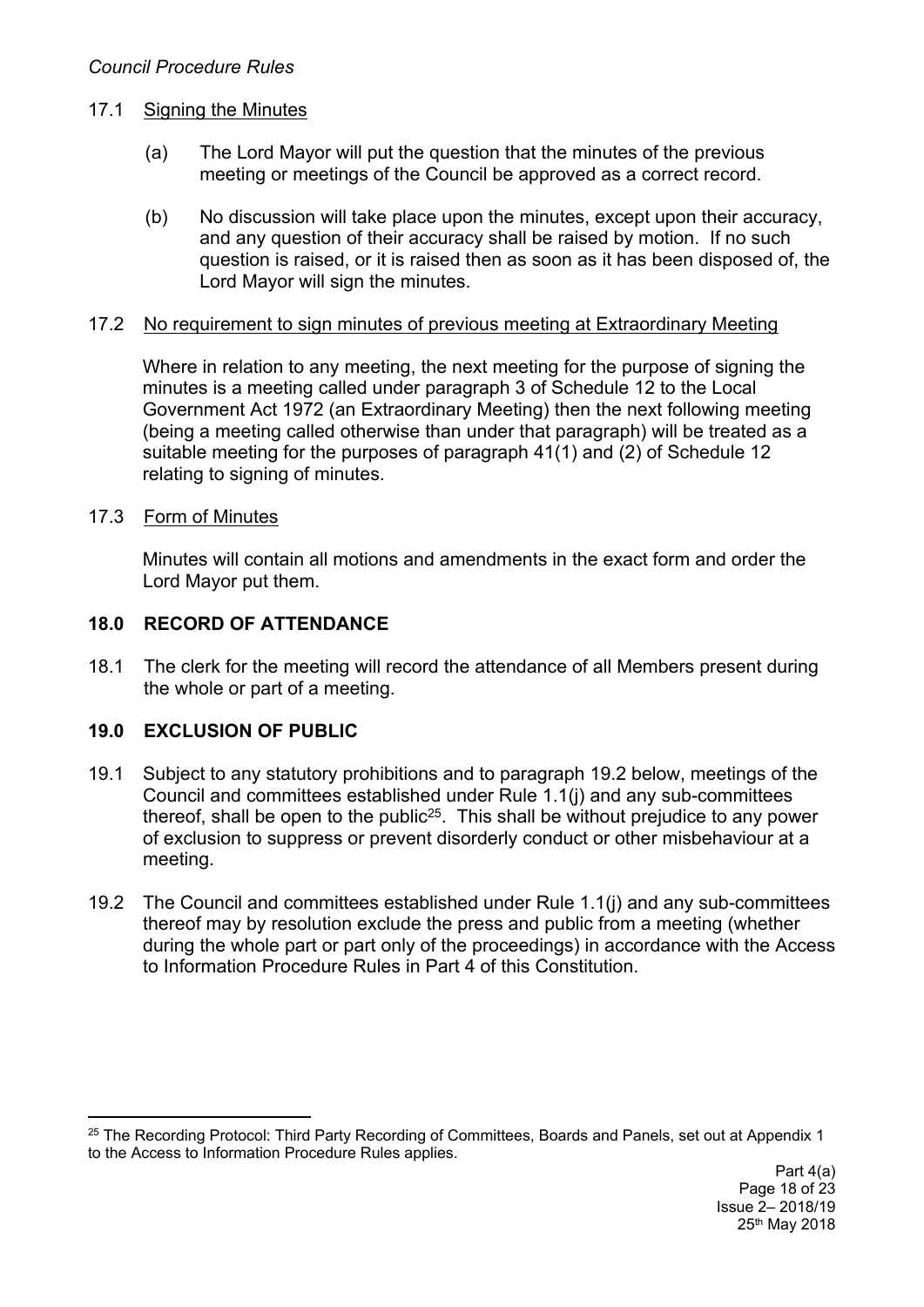17.1 Signing the Minutes

(a) The Lord Mayor will put the question that the minutes of the previous meeting or meetings of the Council be approved as a correct record.

(b) No discussion will take place upon the minutes, except upon their accuracy, and any question of their accuracy shall be raised by motion. If no such question is raised, or it is raised then as soon as it has been disposed of, the Lord Mayor will sign the minutes.

17.2 No requirement to sign minutes of previous meeting at Extraordinary Meeting

Where in relation to any meeting, the next meeting for the purpose of signing the minutes is a meeting called under paragraph 3 of Schedule 12 to the Local Government Act 1972 (an Extraordinary Meeting) then the next following meeting (being a meeting called otherwise than under that paragraph) will be treated as a suitable meeting for the purposes of paragraph 41(1) and (2) of Schedule 12 relating to signing of minutes.

17.3 Form of Minutes

Minutes will contain all motions and amendments in the exact form and order the Lord Mayor put them.

## 18.0 RECORD OF ATTENDANCE

18.1 The clerk for the meeting will record the attendance of all Members present during the whole or part of a meeting.

## 19.0 EXCLUSION OF PUBLIC

19.1 Subject to any statutory prohibitions and to paragraph 19.2 below, meetings of the Council and committees established under Rule 1.1(j) and any sub-committees thereof, shall be open to the public[25]. This shall be without prejudice to any power of exclusion to suppress or prevent disorderly conduct or other misbehaviour at a meeting.

19.2 The Council and committees established under Rule 1.1(j) and any sub-committees thereof may by resolution exclude the press and public from a meeting (whether during the whole part or part only of the proceedings) in accordance with the Access to Information Procedure Rules in Part 4 of this Constitution.

---

[25] The Recording Protocol: Third Party Recording of Committees, Boards and Panels, set out at Appendix 1 to the Access to Information Procedure Rules applies.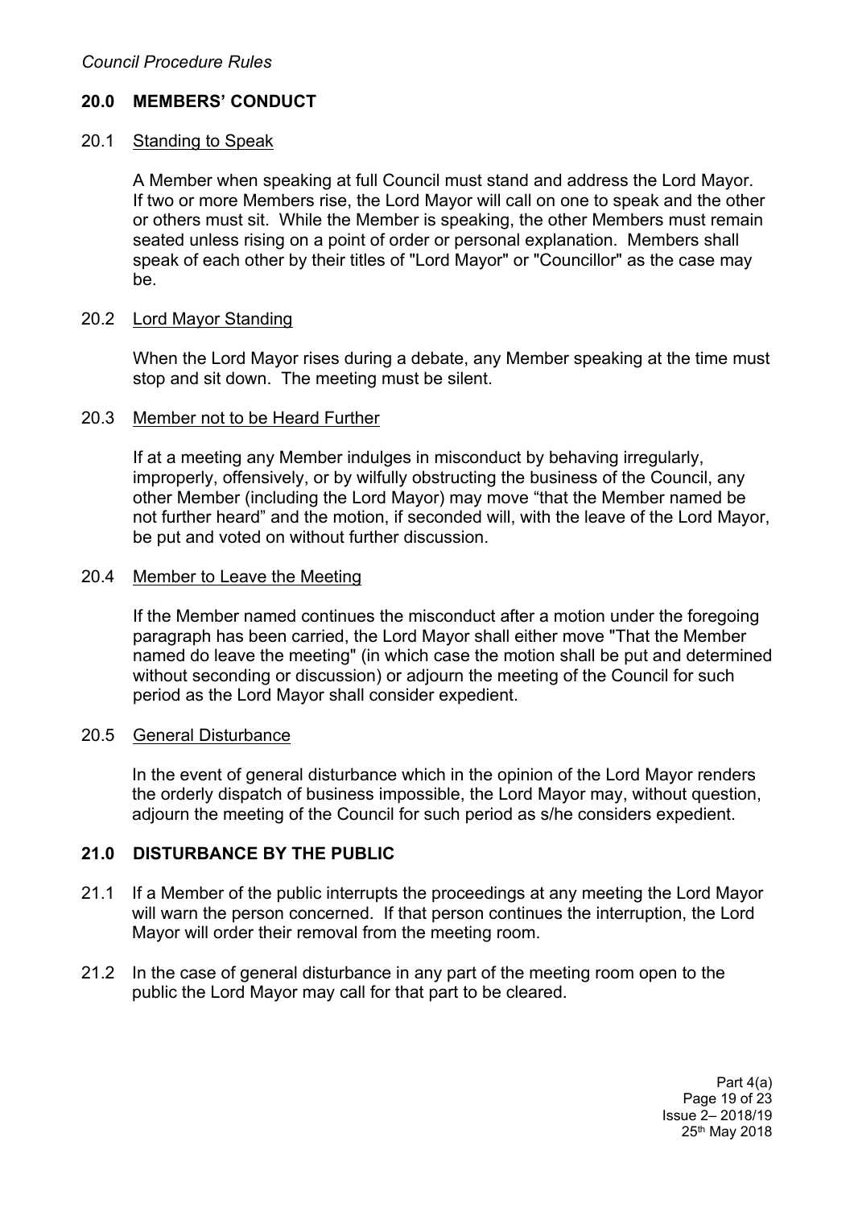## 20.0 MEMBERS' CONDUCT

### 20.1 Standing to Speak

A Member when speaking at full Council must stand and address the Lord Mayor. If two or more Members rise, the Lord Mayor will call on one to speak and the other or others must sit. While the Member is speaking, the other Members must remain seated unless rising on a point of order or personal explanation. Members shall speak of each other by their titles of "Lord Mayor" or "Councillor" as the case may be.

### 20.2 Lord Mayor Standing

When the Lord Mayor rises during a debate, any Member speaking at the time must stop and sit down. The meeting must be silent.

### 20.3 Member not to be Heard Further

If at a meeting any Member indulges in misconduct by behaving irregularly, improperly, offensively, or by wilfully obstructing the business of the Council, any other Member (including the Lord Mayor) may move "that the Member named be not further heard" and the motion, if seconded will, with the leave of the Lord Mayor, be put and voted on without further discussion.

### 20.4 Member to Leave the Meeting

If the Member named continues the misconduct after a motion under the foregoing paragraph has been carried, the Lord Mayor shall either move "That the Member named do leave the meeting" (in which case the motion shall be put and determined without seconding or discussion) or adjourn the meeting of the Council for such period as the Lord Mayor shall consider expedient.

### 20.5 General Disturbance

In the event of general disturbance which in the opinion of the Lord Mayor renders the orderly dispatch of business impossible, the Lord Mayor may, without question, adjourn the meeting of the Council for such period as s/he considers expedient.

## 21.0 DISTURBANCE BY THE PUBLIC

21.1 If a Member of the public interrupts the proceedings at any meeting the Lord Mayor will warn the person concerned. If that person continues the interruption, the Lord Mayor will order their removal from the meeting room.

21.2 In the case of general disturbance in any part of the meeting room open to the public the Lord Mayor may call for that part to be cleared.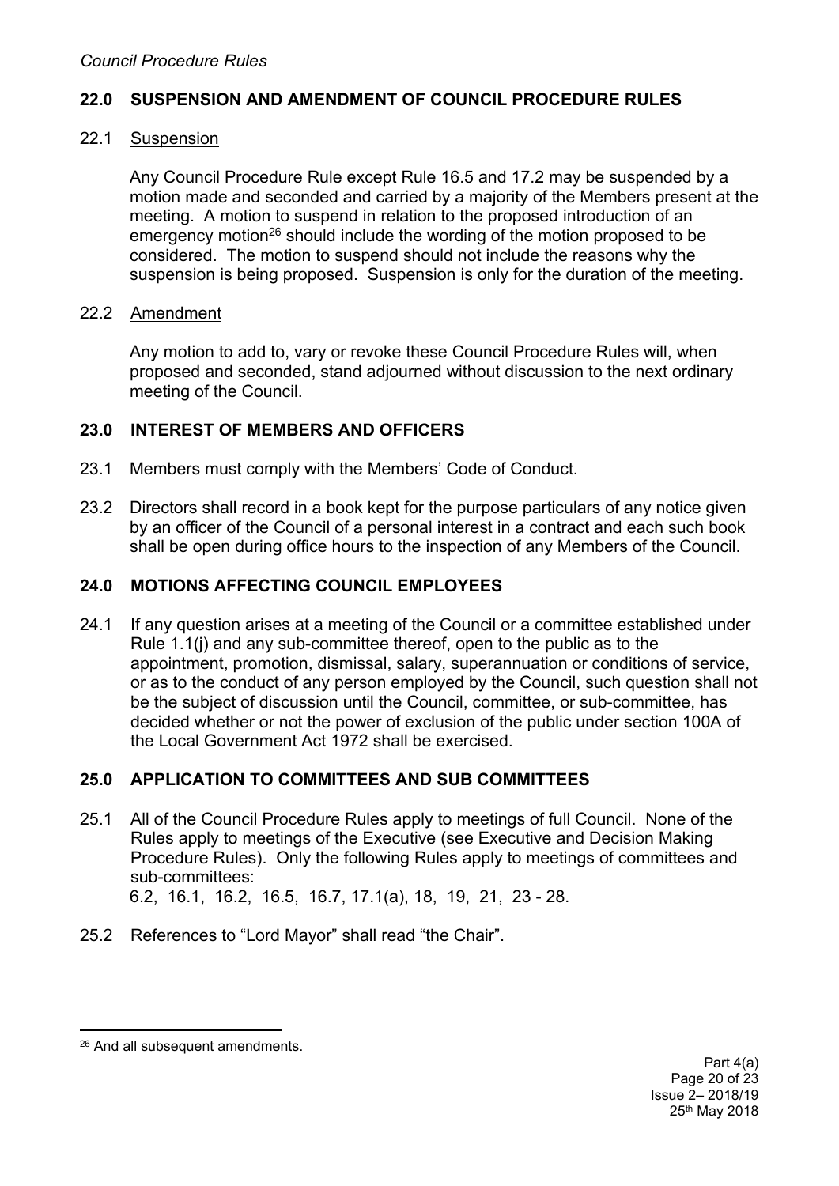## 22.0 SUSPENSION AND AMENDMENT OF COUNCIL PROCEDURE RULES

### 22.1 Suspension

Any Council Procedure Rule except Rule 16.5 and 17.2 may be suspended by a motion made and seconded and carried by a majority of the Members present at the meeting. A motion to suspend in relation to the proposed introduction of an emergency motion[26] should include the wording of the motion proposed to be considered. The motion to suspend should not include the reasons why the suspension is being proposed. Suspension is only for the duration of the meeting.

### 22.2 Amendment

Any motion to add to, vary or revoke these Council Procedure Rules will, when proposed and seconded, stand adjourned without discussion to the next ordinary meeting of the Council.

## 23.0 INTEREST OF MEMBERS AND OFFICERS

23.1 Members must comply with the Members' Code of Conduct.

23.2 Directors shall record in a book kept for the purpose particulars of any notice given by an officer of the Council of a personal interest in a contract and each such book shall be open during office hours to the inspection of any Members of the Council.

## 24.0 MOTIONS AFFECTING COUNCIL EMPLOYEES

24.1 If any question arises at a meeting of the Council or a committee established under Rule 1.1(j) and any sub-committee thereof, open to the public as to the appointment, promotion, dismissal, salary, superannuation or conditions of service, or as to the conduct of any person employed by the Council, such question shall not be the subject of discussion until the Council, committee, or sub-committee, has decided whether or not the power of exclusion of the public under section 100A of the Local Government Act 1972 shall be exercised.

## 25.0 APPLICATION TO COMMITTEES AND SUB COMMITTEES

25.1 All of the Council Procedure Rules apply to meetings of full Council. None of the Rules apply to meetings of the Executive (see Executive and Decision Making Procedure Rules). Only the following Rules apply to meetings of committees and sub-committees:
6.2, 16.1, 16.2, 16.5, 16.7, 17.1(a), 18, 19, 21, 23 - 28.

25.2 References to "Lord Mayor" shall read "the Chair".

---

[26] And all subsequent amendments.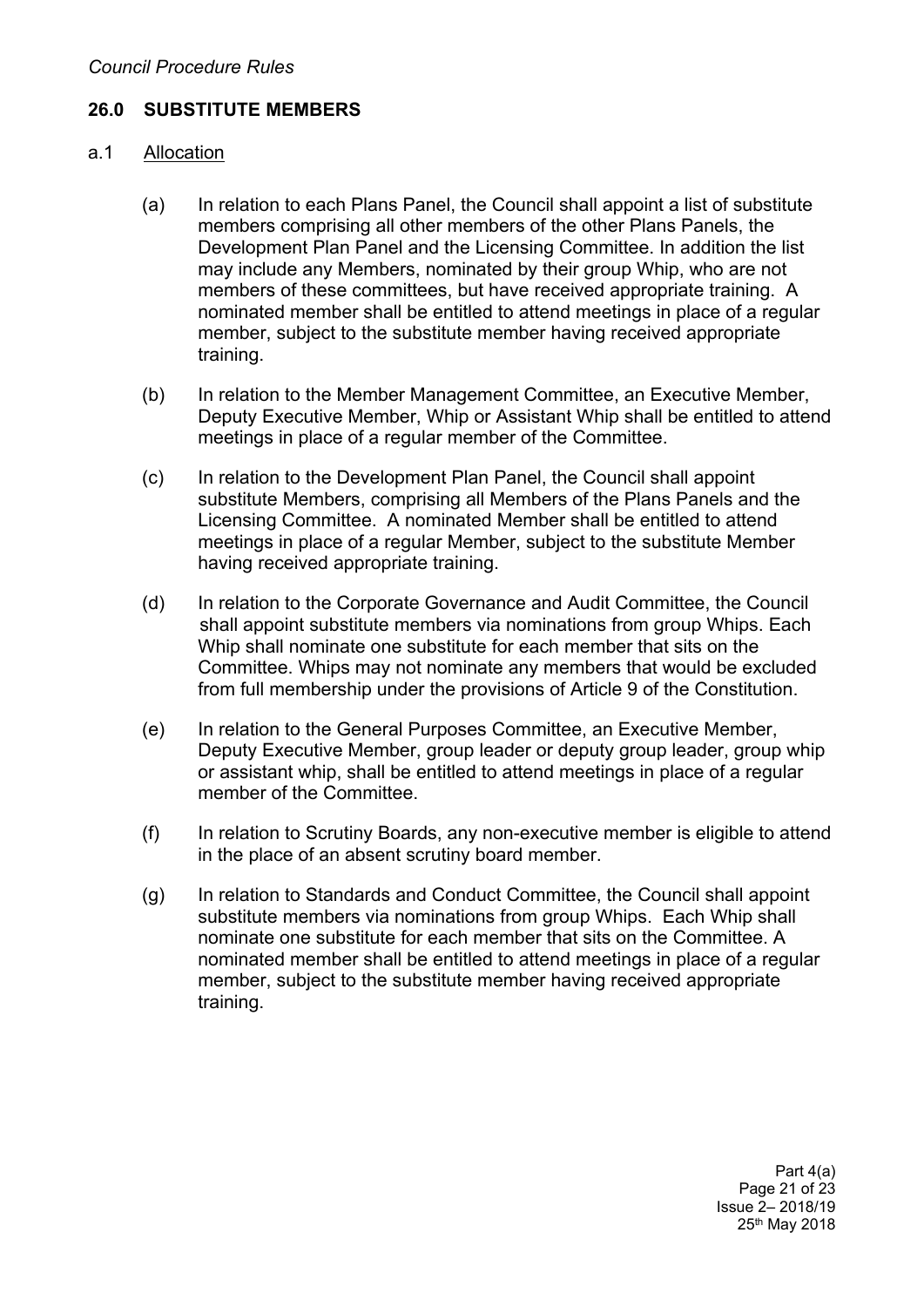## 26.0 SUBSTITUTE MEMBERS

### a.1 Allocation

(a) In relation to each Plans Panel, the Council shall appoint a list of substitute members comprising all other members of the other Plans Panels, the Development Plan Panel and the Licensing Committee. In addition the list may include any Members, nominated by their group Whip, who are not members of these committees, but have received appropriate training. A nominated member shall be entitled to attend meetings in place of a regular member, subject to the substitute member having received appropriate training.

(b) In relation to the Member Management Committee, an Executive Member, Deputy Executive Member, Whip or Assistant Whip shall be entitled to attend meetings in place of a regular member of the Committee.

(c) In relation to the Development Plan Panel, the Council shall appoint substitute Members, comprising all Members of the Plans Panels and the Licensing Committee. A nominated Member shall be entitled to attend meetings in place of a regular Member, subject to the substitute Member having received appropriate training.

(d) In relation to the Corporate Governance and Audit Committee, the Council shall appoint substitute members via nominations from group Whips. Each Whip shall nominate one substitute for each member that sits on the Committee. Whips may not nominate any members that would be excluded from full membership under the provisions of Article 9 of the Constitution.

(e) In relation to the General Purposes Committee, an Executive Member, Deputy Executive Member, group leader or deputy group leader, group whip or assistant whip, shall be entitled to attend meetings in place of a regular member of the Committee.

(f) In relation to Scrutiny Boards, any non-executive member is eligible to attend in the place of an absent scrutiny board member.

(g) In relation to Standards and Conduct Committee, the Council shall appoint substitute members via nominations from group Whips. Each Whip shall nominate one substitute for each member that sits on the Committee. A nominated member shall be entitled to attend meetings in place of a regular member, subject to the substitute member having received appropriate training.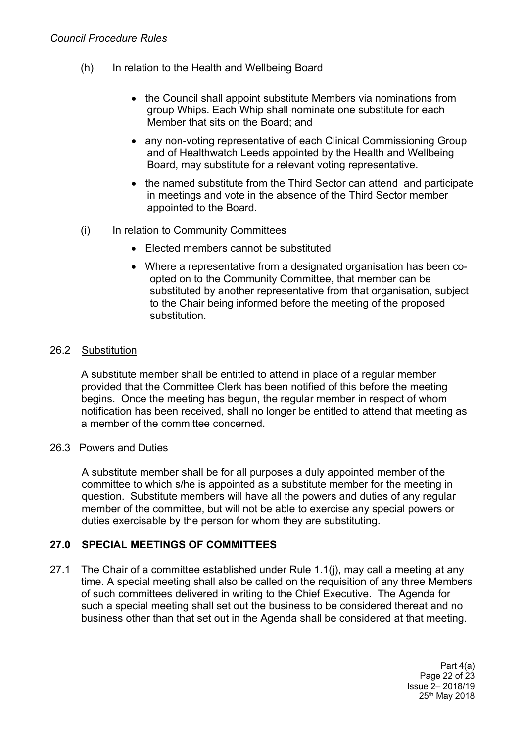(h) In relation to the Health and Wellbeing Board

- the Council shall appoint substitute Members via nominations from group Whips. Each Whip shall nominate one substitute for each Member that sits on the Board; and
- any non-voting representative of each Clinical Commissioning Group and of Healthwatch Leeds appointed by the Health and Wellbeing Board, may substitute for a relevant voting representative.
- the named substitute from the Third Sector can attend and participate in meetings and vote in the absence of the Third Sector member appointed to the Board.

(i) In relation to Community Committees

- Elected members cannot be substituted
- Where a representative from a designated organisation has been co-opted on to the Community Committee, that member can be substituted by another representative from that organisation, subject to the Chair being informed before the meeting of the proposed substitution.

26.2 Substitution

A substitute member shall be entitled to attend in place of a regular member provided that the Committee Clerk has been notified of this before the meeting begins. Once the meeting has begun, the regular member in respect of whom notification has been received, shall no longer be entitled to attend that meeting as a member of the committee concerned.

26.3 Powers and Duties

A substitute member shall be for all purposes a duly appointed member of the committee to which s/he is appointed as a substitute member for the meeting in question. Substitute members will have all the powers and duties of any regular member of the committee, but will not be able to exercise any special powers or duties exercisable by the person for whom they are substituting.

## 27.0 SPECIAL MEETINGS OF COMMITTEES

27.1 The Chair of a committee established under Rule 1.1(j), may call a meeting at any time. A special meeting shall also be called on the requisition of any three Members of such committees delivered in writing to the Chief Executive. The Agenda for such a special meeting shall set out the business to be considered thereat and no business other than that set out in the Agenda shall be considered at that meeting.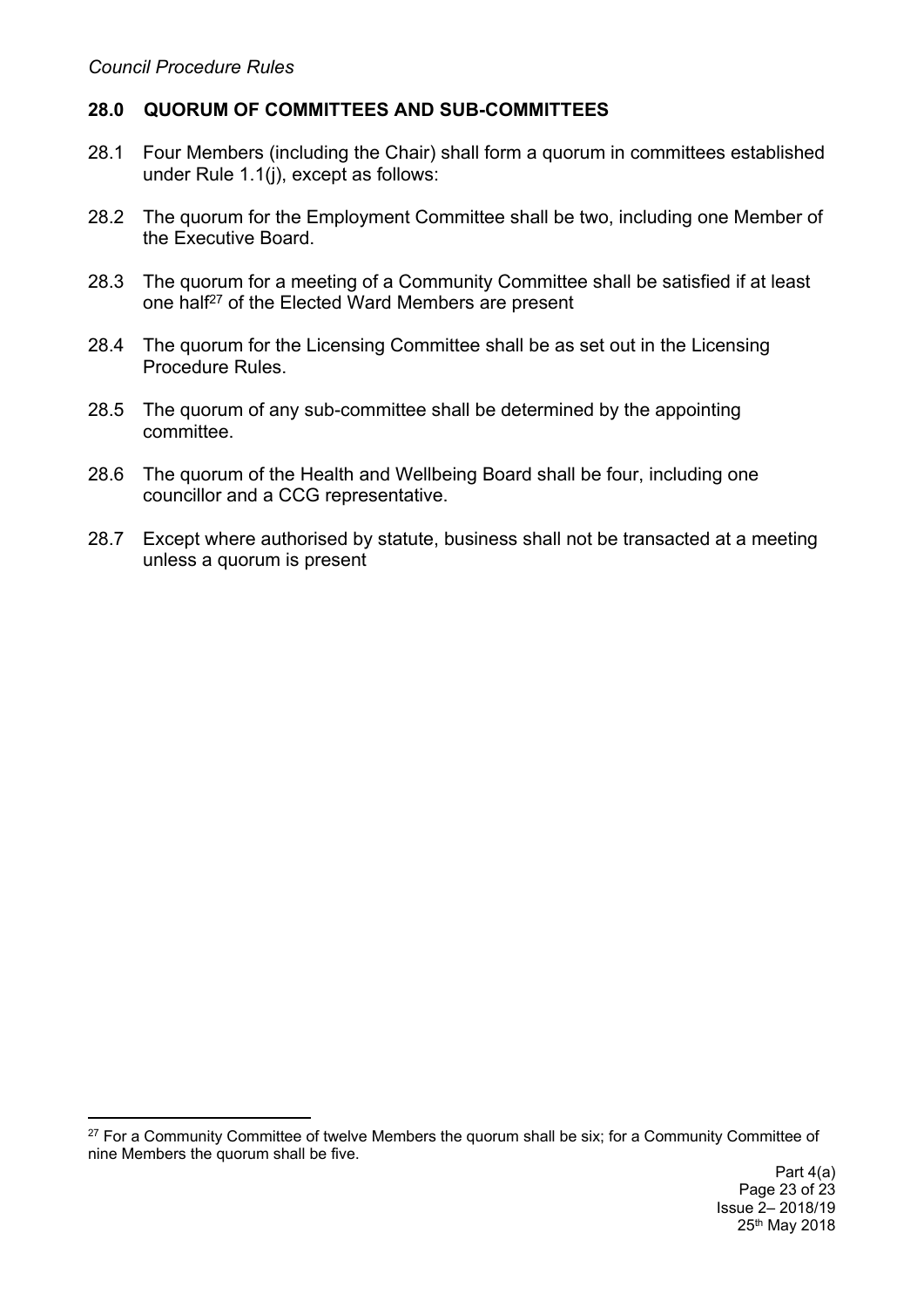## 28.0 QUORUM OF COMMITTEES AND SUB-COMMITTEES

28.1 Four Members (including the Chair) shall form a quorum in committees established under Rule 1.1(j), except as follows:

28.2 The quorum for the Employment Committee shall be two, including one Member of the Executive Board.

28.3 The quorum for a meeting of a Community Committee shall be satisfied if at least one half[27] of the Elected Ward Members are present

28.4 The quorum for the Licensing Committee shall be as set out in the Licensing Procedure Rules.

28.5 The quorum of any sub-committee shall be determined by the appointing committee.

28.6 The quorum of the Health and Wellbeing Board shall be four, including one councillor and a CCG representative.

28.7 Except where authorised by statute, business shall not be transacted at a meeting unless a quorum is present

---

[27] For a Community Committee of twelve Members the quorum shall be six; for a Community Committee of nine Members the quorum shall be five.